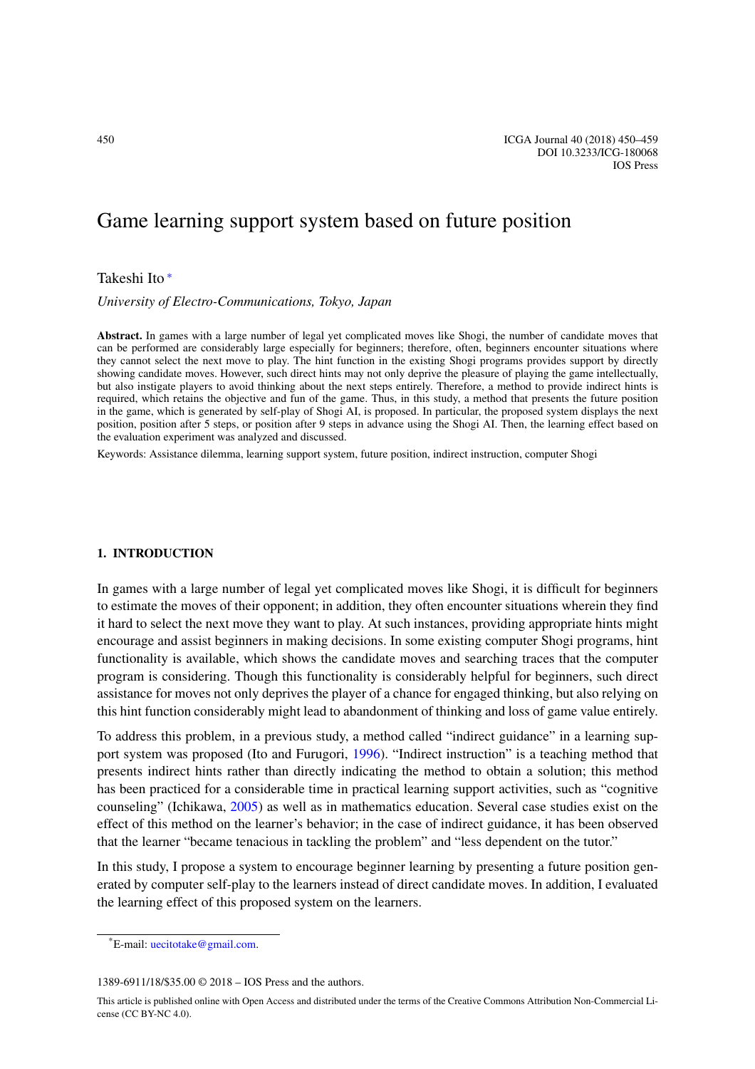# Game learning support system based on future position

Takeshi Ito [*]

*University of Electro-Communications, Tokyo, Japan*

**Abstract.** In games with a large number of legal yet complicated moves like Shogi, the number of candidate moves that can be performed are considerably large especially for beginners; therefore, often, beginners encounter situations where they cannot select the next move to play. The hint function in the existing Shogi programs provides support by directly showing candidate moves. However, such direct hints may not only deprive the pleasure of playing the game intellectually, but also instigate players to avoid thinking about the next steps entirely. Therefore, a method to provide indirect hints is required, which retains the objective and fun of the game. Thus, in this study, a method that presents the future position in the game, which is generated by self-play of Shogi AI, is proposed. In particular, the proposed system displays the next position, position after 5 steps, or position after 9 steps in advance using the Shogi AI. Then, the learning effect based on the evaluation experiment was analyzed and discussed.

Keywords: Assistance dilemma, learning support system, future position, indirect instruction, computer Shogi

## 1. INTRODUCTION

In games with a large number of legal yet complicated moves like Shogi, it is difficult for beginners to estimate the moves of their opponent; in addition, they often encounter situations wherein they find it hard to select the next move they want to play. At such instances, providing appropriate hints might encourage and assist beginners in making decisions. In some existing computer Shogi programs, hint functionality is available, which shows the candidate moves and searching traces that the computer program is considering. Though this functionality is considerably helpful for beginners, such direct assistance for moves not only deprives the player of a chance for engaged thinking, but also relying on this hint function considerably might lead to abandonment of thinking and loss of game value entirely.

To address this problem, in a previous study, a method called "indirect guidance" in a learning support system was proposed (Ito and Furugori, 1996). "Indirect instruction" is a teaching method that presents indirect hints rather than directly indicating the method to obtain a solution; this method has been practiced for a considerable time in practical learning support activities, such as "cognitive counseling" (Ichikawa, 2005) as well as in mathematics education. Several case studies exist on the effect of this method on the learner's behavior; in the case of indirect guidance, it has been observed that the learner "became tenacious in tackling the problem" and "less dependent on the tutor."

In this study, I propose a system to encourage beginner learning by presenting a future position generated by computer self-play to the learners instead of direct candidate moves. In addition, I evaluated the learning effect of this proposed system on the learners.

[*]E-mail: uecitotake@gmail.com.

1389-6911/18/$35.00 © 2018 – IOS Press and the authors.

This article is published online with Open Access and distributed under the terms of the Creative Commons Attribution Non-Commercial License (CC BY-NC 4.0).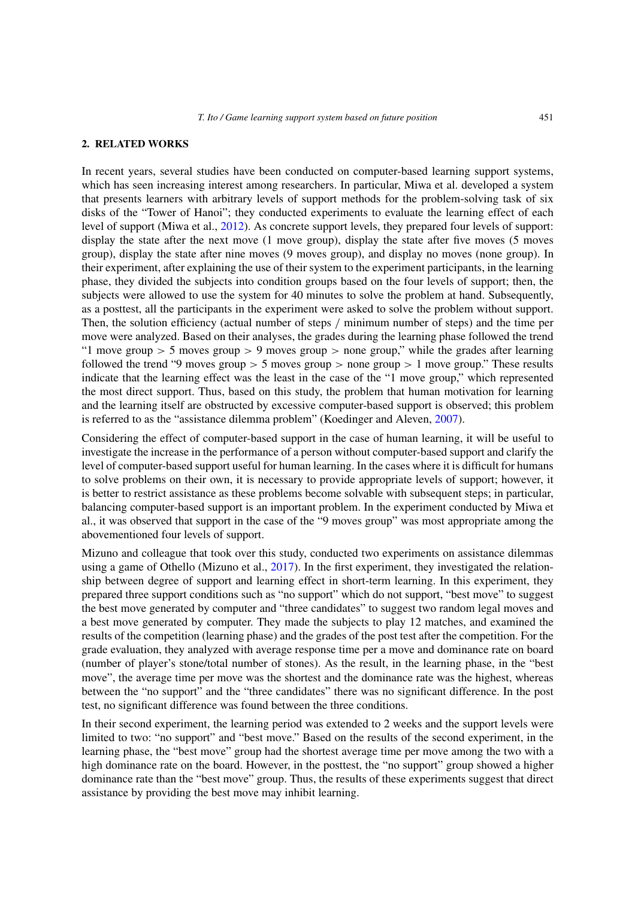## 2. RELATED WORKS

In recent years, several studies have been conducted on computer-based learning support systems, which has seen increasing interest among researchers. In particular, Miwa et al. developed a system that presents learners with arbitrary levels of support methods for the problem-solving task of six disks of the "Tower of Hanoi"; they conducted experiments to evaluate the learning effect of each level of support (Miwa et al., 2012). As concrete support levels, they prepared four levels of support: display the state after the next move (1 move group), display the state after five moves (5 moves group), display the state after nine moves (9 moves group), and display no moves (none group). In their experiment, after explaining the use of their system to the experiment participants, in the learning phase, they divided the subjects into condition groups based on the four levels of support; then, the subjects were allowed to use the system for 40 minutes to solve the problem at hand. Subsequently, as a posttest, all the participants in the experiment were asked to solve the problem without support. Then, the solution efficiency (actual number of steps / minimum number of steps) and the time per move were analyzed. Based on their analyses, the grades during the learning phase followed the trend "1 move group > 5 moves group > 9 moves group > none group," while the grades after learning followed the trend "9 moves group > 5 moves group > none group > 1 move group." These results indicate that the learning effect was the least in the case of the "1 move group," which represented the most direct support. Thus, based on this study, the problem that human motivation for learning and the learning itself are obstructed by excessive computer-based support is observed; this problem is referred to as the "assistance dilemma problem" (Koedinger and Aleven, 2007).

Considering the effect of computer-based support in the case of human learning, it will be useful to investigate the increase in the performance of a person without computer-based support and clarify the level of computer-based support useful for human learning. In the cases where it is difficult for humans to solve problems on their own, it is necessary to provide appropriate levels of support; however, it is better to restrict assistance as these problems become solvable with subsequent steps; in particular, balancing computer-based support is an important problem. In the experiment conducted by Miwa et al., it was observed that support in the case of the "9 moves group" was most appropriate among the abovementioned four levels of support.

Mizuno and colleague that took over this study, conducted two experiments on assistance dilemmas using a game of Othello (Mizuno et al., 2017). In the first experiment, they investigated the relationship between degree of support and learning effect in short-term learning. In this experiment, they prepared three support conditions such as "no support" which do not support, "best move" to suggest the best move generated by computer and "three candidates" to suggest two random legal moves and a best move generated by computer. They made the subjects to play 12 matches, and examined the results of the competition (learning phase) and the grades of the post test after the competition. For the grade evaluation, they analyzed with average response time per a move and dominance rate on board (number of player's stone/total number of stones). As the result, in the learning phase, in the "best move", the average time per move was the shortest and the dominance rate was the highest, whereas between the "no support" and the "three candidates" there was no significant difference. In the post test, no significant difference was found between the three conditions.

In their second experiment, the learning period was extended to 2 weeks and the support levels were limited to two: "no support" and "best move." Based on the results of the second experiment, in the learning phase, the "best move" group had the shortest average time per move among the two with a high dominance rate on the board. However, in the posttest, the "no support" group showed a higher dominance rate than the "best move" group. Thus, the results of these experiments suggest that direct assistance by providing the best move may inhibit learning.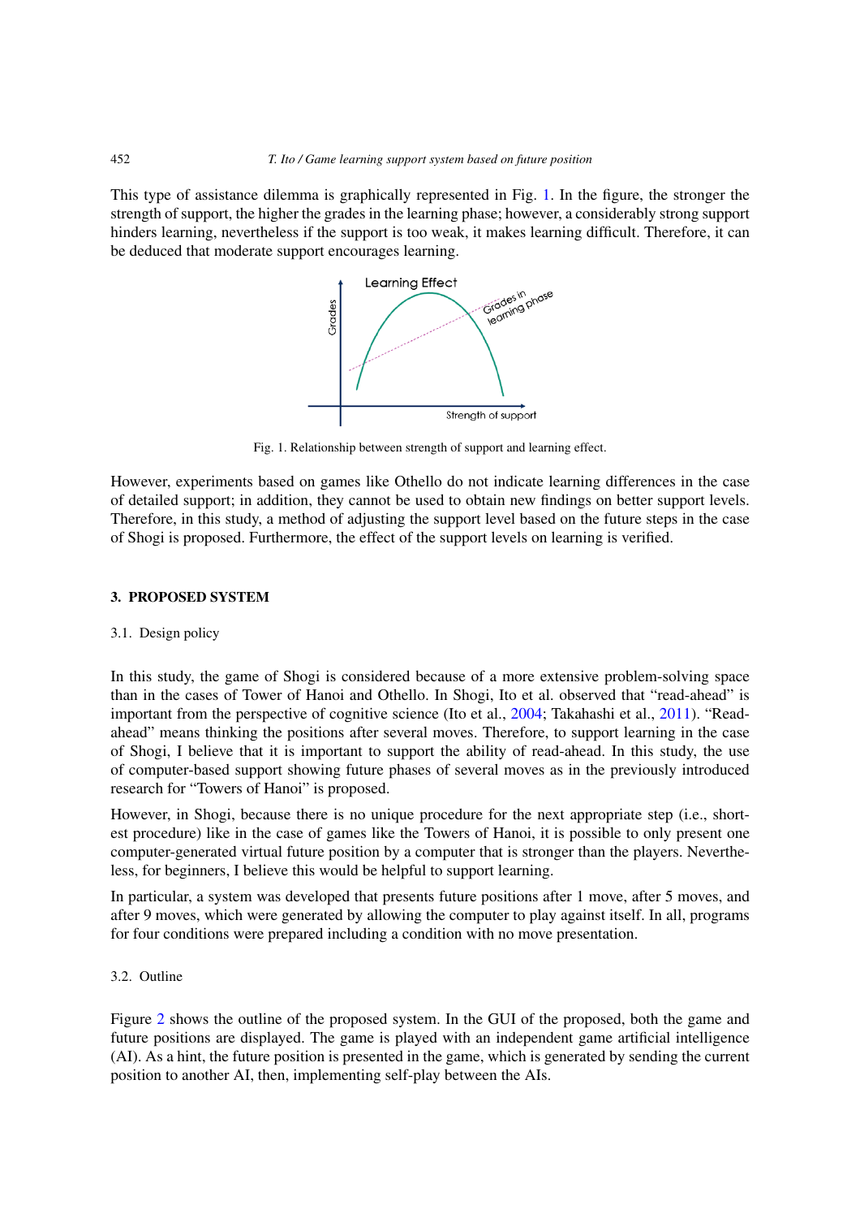This type of assistance dilemma is graphically represented in Fig. 1. In the figure, the stronger the strength of support, the higher the grades in the learning phase; however, a considerably strong support hinders learning, nevertheless if the support is too weak, it makes learning difficult. Therefore, it can be deduced that moderate support encourages learning.

Fig. 1. Relationship between strength of support and learning effect.

However, experiments based on games like Othello do not indicate learning differences in the case of detailed support; in addition, they cannot be used to obtain new findings on better support levels. Therefore, in this study, a method of adjusting the support level based on the future steps in the case of Shogi is proposed. Furthermore, the effect of the support levels on learning is verified.

## 3. PROPOSED SYSTEM

### 3.1. Design policy

In this study, the game of Shogi is considered because of a more extensive problem-solving space than in the cases of Tower of Hanoi and Othello. In Shogi, Ito et al. observed that "read-ahead" is important from the perspective of cognitive science (Ito et al., 2004; Takahashi et al., 2011). "Read-ahead" means thinking the positions after several moves. Therefore, to support learning in the case of Shogi, I believe that it is important to support the ability of read-ahead. In this study, the use of computer-based support showing future phases of several moves as in the previously introduced research for "Towers of Hanoi" is proposed.

However, in Shogi, because there is no unique procedure for the next appropriate step (i.e., shortest procedure) like in the case of games like the Towers of Hanoi, it is possible to only present one computer-generated virtual future position by a computer that is stronger than the players. Nevertheless, for beginners, I believe this would be helpful to support learning.

In particular, a system was developed that presents future positions after 1 move, after 5 moves, and after 9 moves, which were generated by allowing the computer to play against itself. In all, programs for four conditions were prepared including a condition with no move presentation.

### 3.2. Outline

Figure 2 shows the outline of the proposed system. In the GUI of the proposed, both the game and future positions are displayed. The game is played with an independent game artificial intelligence (AI). As a hint, the future position is presented in the game, which is generated by sending the current position to another AI, then, implementing self-play between the AIs.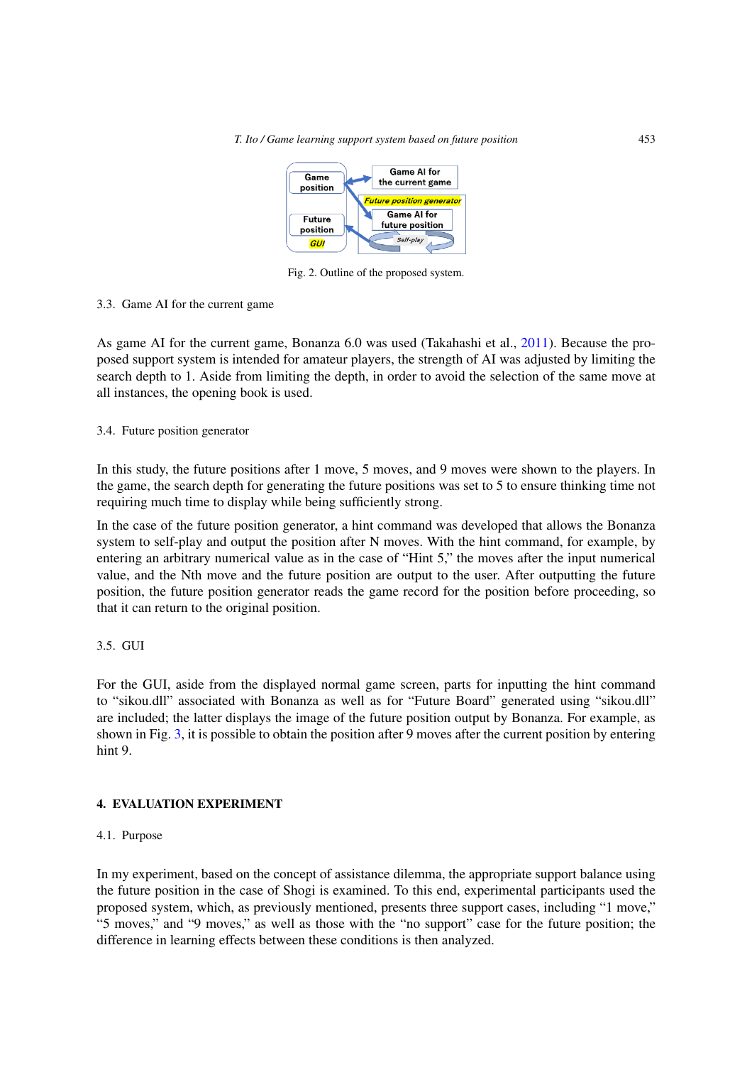Fig. 2. Outline of the proposed system.

### 3.3. Game AI for the current game

As game AI for the current game, Bonanza 6.0 was used (Takahashi et al., 2011). Because the proposed support system is intended for amateur players, the strength of AI was adjusted by limiting the search depth to 1. Aside from limiting the depth, in order to avoid the selection of the same move at all instances, the opening book is used.

### 3.4. Future position generator

In this study, the future positions after 1 move, 5 moves, and 9 moves were shown to the players. In the game, the search depth for generating the future positions was set to 5 to ensure thinking time not requiring much time to display while being sufficiently strong.

In the case of the future position generator, a hint command was developed that allows the Bonanza system to self-play and output the position after N moves. With the hint command, for example, by entering an arbitrary numerical value as in the case of "Hint 5," the moves after the input numerical value, and the Nth move and the future position are output to the user. After outputting the future position, the future position generator reads the game record for the position before proceeding, so that it can return to the original position.

### 3.5. GUI

For the GUI, aside from the displayed normal game screen, parts for inputting the hint command to "sikou.dll" associated with Bonanza as well as for "Future Board" generated using "sikou.dll" are included; the latter displays the image of the future position output by Bonanza. For example, as shown in Fig. 3, it is possible to obtain the position after 9 moves after the current position by entering hint 9.

## 4. EVALUATION EXPERIMENT

### 4.1. Purpose

In my experiment, based on the concept of assistance dilemma, the appropriate support balance using the future position in the case of Shogi is examined. To this end, experimental participants used the proposed system, which, as previously mentioned, presents three support cases, including "1 move," "5 moves," and "9 moves," as well as those with the "no support" case for the future position; the difference in learning effects between these conditions is then analyzed.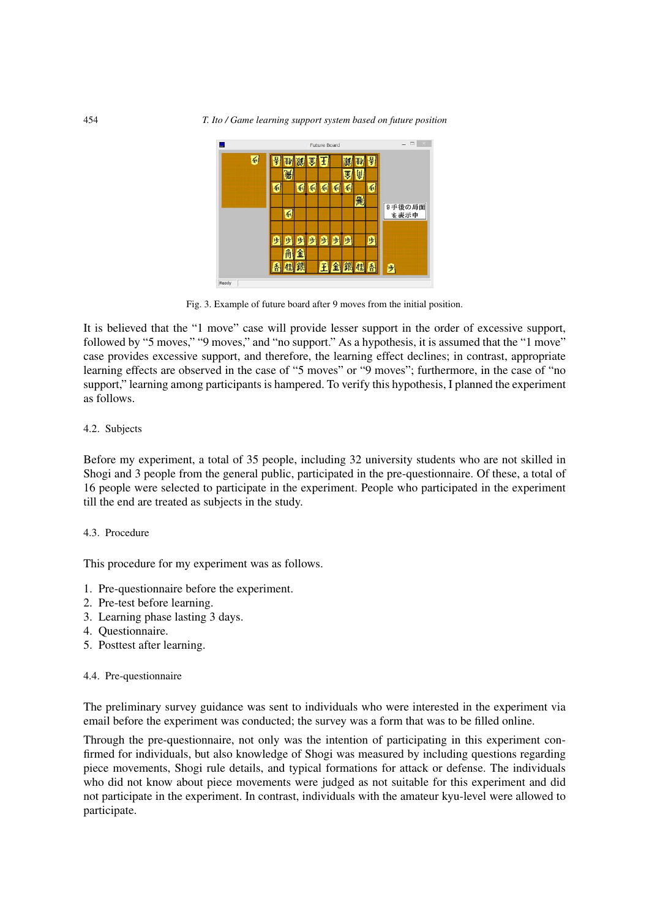Fig. 3. Example of future board after 9 moves from the initial position.

It is believed that the "1 move" case will provide lesser support in the order of excessive support, followed by "5 moves," "9 moves," and "no support." As a hypothesis, it is assumed that the "1 move" case provides excessive support, and therefore, the learning effect declines; in contrast, appropriate learning effects are observed in the case of "5 moves" or "9 moves"; furthermore, in the case of "no support," learning among participants is hampered. To verify this hypothesis, I planned the experiment as follows.

### 4.2. Subjects

Before my experiment, a total of 35 people, including 32 university students who are not skilled in Shogi and 3 people from the general public, participated in the pre-questionnaire. Of these, a total of 16 people were selected to participate in the experiment. People who participated in the experiment till the end are treated as subjects in the study.

### 4.3. Procedure

This procedure for my experiment was as follows.

1. Pre-questionnaire before the experiment.
2. Pre-test before learning.
3. Learning phase lasting 3 days.
4. Questionnaire.
5. Posttest after learning.

### 4.4. Pre-questionnaire

The preliminary survey guidance was sent to individuals who were interested in the experiment via email before the experiment was conducted; the survey was a form that was to be filled online.

Through the pre-questionnaire, not only was the intention of participating in this experiment confirmed for individuals, but also knowledge of Shogi was measured by including questions regarding piece movements, Shogi rule details, and typical formations for attack or defense. The individuals who did not know about piece movements were judged as not suitable for this experiment and did not participate in the experiment. In contrast, individuals with the amateur kyu-level were allowed to participate.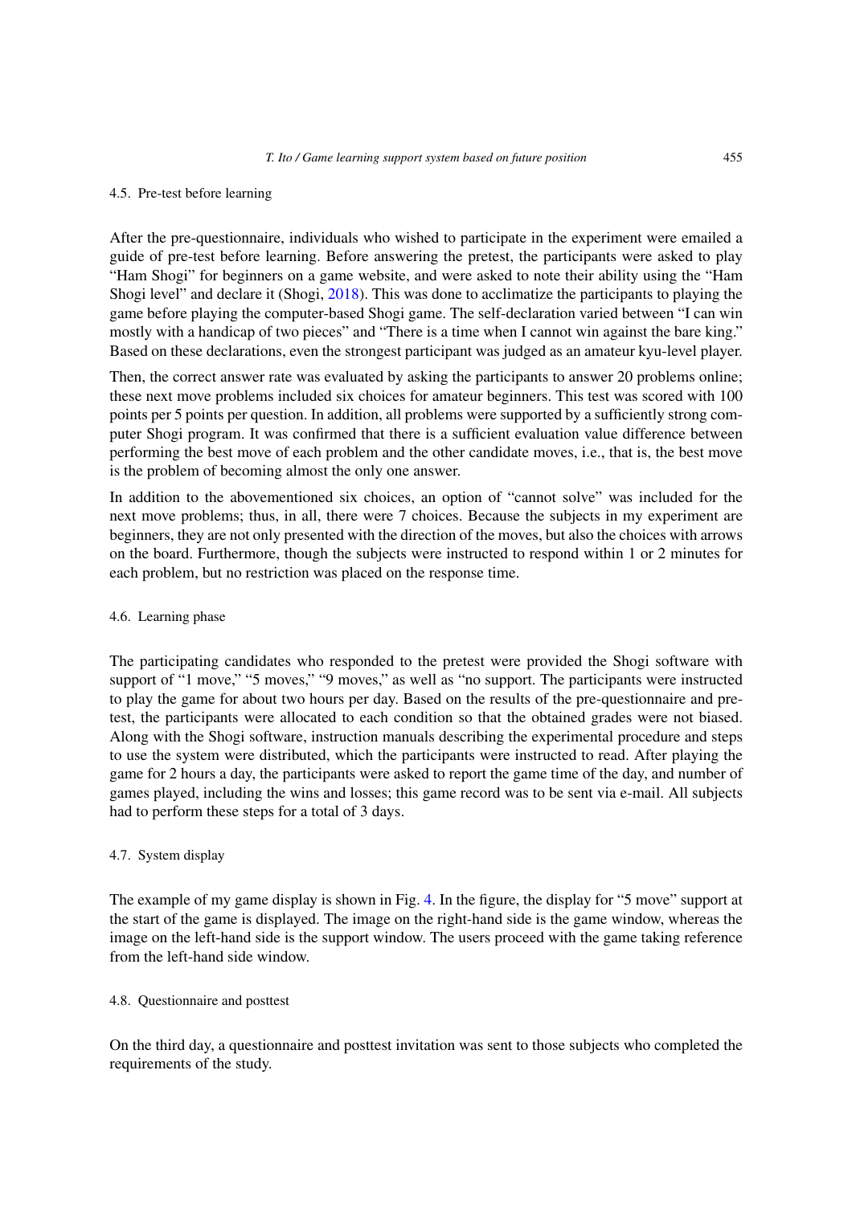### 4.5. Pre-test before learning

After the pre-questionnaire, individuals who wished to participate in the experiment were emailed a guide of pre-test before learning. Before answering the pretest, the participants were asked to play "Ham Shogi" for beginners on a game website, and were asked to note their ability using the "Ham Shogi level" and declare it (Shogi, 2018). This was done to acclimatize the participants to playing the game before playing the computer-based Shogi game. The self-declaration varied between "I can win mostly with a handicap of two pieces" and "There is a time when I cannot win against the bare king." Based on these declarations, even the strongest participant was judged as an amateur kyu-level player.

Then, the correct answer rate was evaluated by asking the participants to answer 20 problems online; these next move problems included six choices for amateur beginners. This test was scored with 100 points per 5 points per question. In addition, all problems were supported by a sufficiently strong computer Shogi program. It was confirmed that there is a sufficient evaluation value difference between performing the best move of each problem and the other candidate moves, i.e., that is, the best move is the problem of becoming almost the only one answer.

In addition to the abovementioned six choices, an option of "cannot solve" was included for the next move problems; thus, in all, there were 7 choices. Because the subjects in my experiment are beginners, they are not only presented with the direction of the moves, but also the choices with arrows on the board. Furthermore, though the subjects were instructed to respond within 1 or 2 minutes for each problem, but no restriction was placed on the response time.

### 4.6. Learning phase

The participating candidates who responded to the pretest were provided the Shogi software with support of "1 move," "5 moves," "9 moves," as well as "no support. The participants were instructed to play the game for about two hours per day. Based on the results of the pre-questionnaire and pretest, the participants were allocated to each condition so that the obtained grades were not biased. Along with the Shogi software, instruction manuals describing the experimental procedure and steps to use the system were distributed, which the participants were instructed to read. After playing the game for 2 hours a day, the participants were asked to report the game time of the day, and number of games played, including the wins and losses; this game record was to be sent via e-mail. All subjects had to perform these steps for a total of 3 days.

### 4.7. System display

The example of my game display is shown in Fig. 4. In the figure, the display for "5 move" support at the start of the game is displayed. The image on the right-hand side is the game window, whereas the image on the left-hand side is the support window. The users proceed with the game taking reference from the left-hand side window.

### 4.8. Questionnaire and posttest

On the third day, a questionnaire and posttest invitation was sent to those subjects who completed the requirements of the study.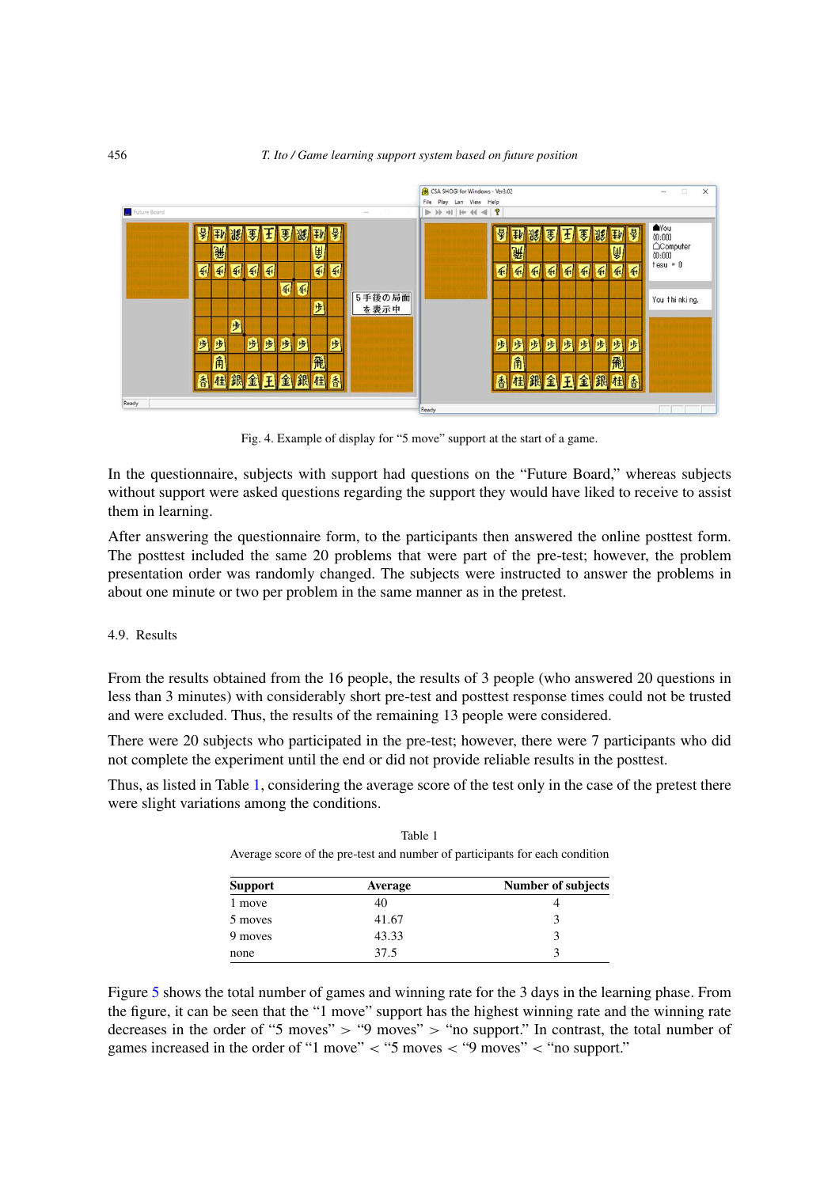Fig. 4. Example of display for “5 move” support at the start of a game.

In the questionnaire, subjects with support had questions on the “Future Board,” whereas subjects without support were asked questions regarding the support they would have liked to receive to assist them in learning.

After answering the questionnaire form, to the participants then answered the online posttest form. The posttest included the same 20 problems that were part of the pre-test; however, the problem presentation order was randomly changed. The subjects were instructed to answer the problems in about one minute or two per problem in the same manner as in the pretest.

### 4.9. Results

From the results obtained from the 16 people, the results of 3 people (who answered 20 questions in less than 3 minutes) with considerably short pre-test and posttest response times could not be trusted and were excluded. Thus, the results of the remaining 13 people were considered.

There were 20 subjects who participated in the pre-test; however, there were 7 participants who did not complete the experiment until the end or did not provide reliable results in the posttest.

Thus, as listed in Table 1, considering the average score of the test only in the case of the pretest there were slight variations among the conditions.

Table 1

Average score of the pre-test and number of participants for each condition

| Support | Average | Number of subjects |
|---|---|---|
| 1 move | 40 | 4 |
| 5 moves | 41.67 | 3 |
| 9 moves | 43.33 | 3 |
| none | 37.5 | 3 |

Figure 5 shows the total number of games and winning rate for the 3 days in the learning phase. From the figure, it can be seen that the “1 move” support has the highest winning rate and the winning rate decreases in the order of “5 moves” > “9 moves” > “no support.” In contrast, the total number of games increased in the order of “1 move” < “5 moves < “9 moves” < “no support.”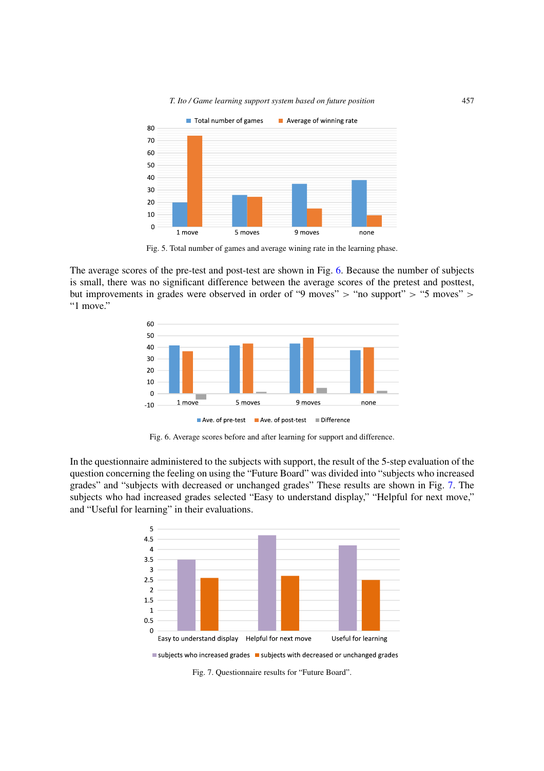Fig. 5. Total number of games and average wining rate in the learning phase.

The average scores of the pre-test and post-test are shown in Fig. 6. Because the number of subjects is small, there was no significant difference between the average scores of the pretest and posttest, but improvements in grades were observed in order of "9 moves" > "no support" > "5 moves" > "1 move."

Fig. 6. Average scores before and after learning for support and difference.

In the questionnaire administered to the subjects with support, the result of the 5-step evaluation of the question concerning the feeling on using the "Future Board" was divided into "subjects who increased grades" and "subjects with decreased or unchanged grades" These results are shown in Fig. 7. The subjects who had increased grades selected "Easy to understand display," "Helpful for next move," and "Useful for learning" in their evaluations.

Fig. 7. Questionnaire results for "Future Board".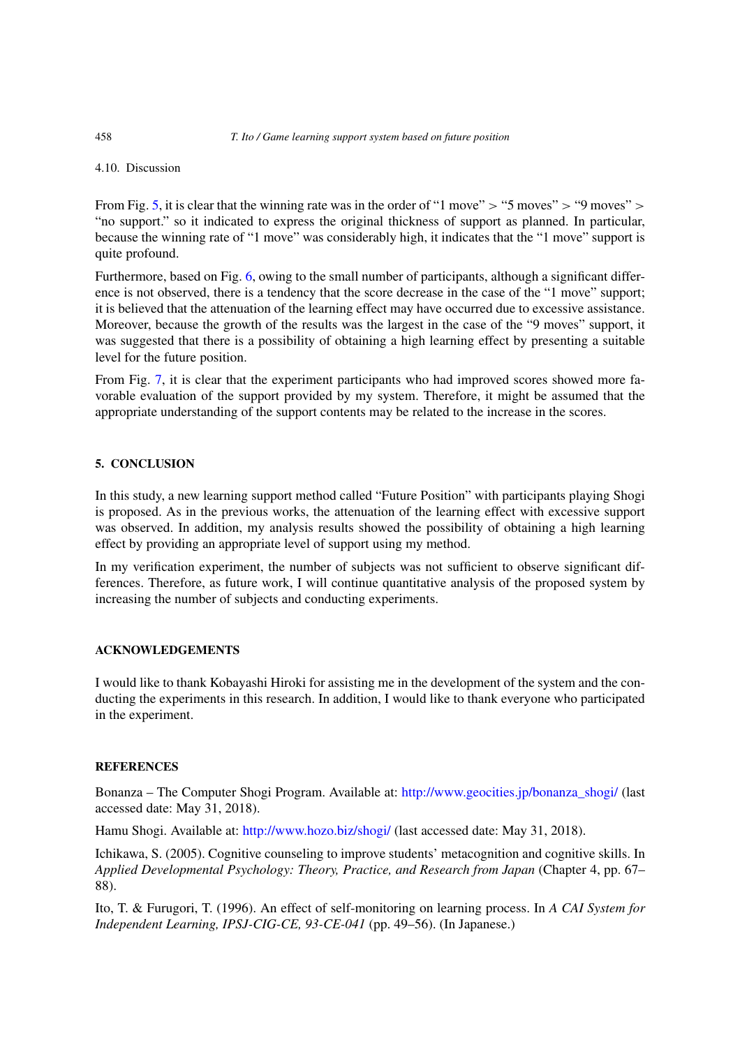### 4.10. Discussion

From Fig. 5, it is clear that the winning rate was in the order of "1 move" > "5 moves" > "9 moves" > "no support." so it indicated to express the original thickness of support as planned. In particular, because the winning rate of "1 move" was considerably high, it indicates that the "1 move" support is quite profound.

Furthermore, based on Fig. 6, owing to the small number of participants, although a significant difference is not observed, there is a tendency that the score decrease in the case of the "1 move" support; it is believed that the attenuation of the learning effect may have occurred due to excessive assistance. Moreover, because the growth of the results was the largest in the case of the "9 moves" support, it was suggested that there is a possibility of obtaining a high learning effect by presenting a suitable level for the future position.

From Fig. 7, it is clear that the experiment participants who had improved scores showed more favorable evaluation of the support provided by my system. Therefore, it might be assumed that the appropriate understanding of the support contents may be related to the increase in the scores.

## 5. CONCLUSION

In this study, a new learning support method called "Future Position" with participants playing Shogi is proposed. As in the previous works, the attenuation of the learning effect with excessive support was observed. In addition, my analysis results showed the possibility of obtaining a high learning effect by providing an appropriate level of support using my method.

In my verification experiment, the number of subjects was not sufficient to observe significant differences. Therefore, as future work, I will continue quantitative analysis of the proposed system by increasing the number of subjects and conducting experiments.

## ACKNOWLEDGEMENTS

I would like to thank Kobayashi Hiroki for assisting me in the development of the system and the conducting the experiments in this research. In addition, I would like to thank everyone who participated in the experiment.

## REFERENCES

Bonanza – The Computer Shogi Program. Available at: http://www.geocities.jp/bonanza_shogi/ (last accessed date: May 31, 2018).

Hamu Shogi. Available at: http://www.hozo.biz/shogi/ (last accessed date: May 31, 2018).

Ichikawa, S. (2005). Cognitive counseling to improve students' metacognition and cognitive skills. In *Applied Developmental Psychology: Theory, Practice, and Research from Japan* (Chapter 4, pp. 67–88).

Ito, T. & Furugori, T. (1996). An effect of self-monitoring on learning process. In *A CAI System for Independent Learning, IPSJ-CIG-CE, 93-CE-041* (pp. 49–56). (In Japanese.)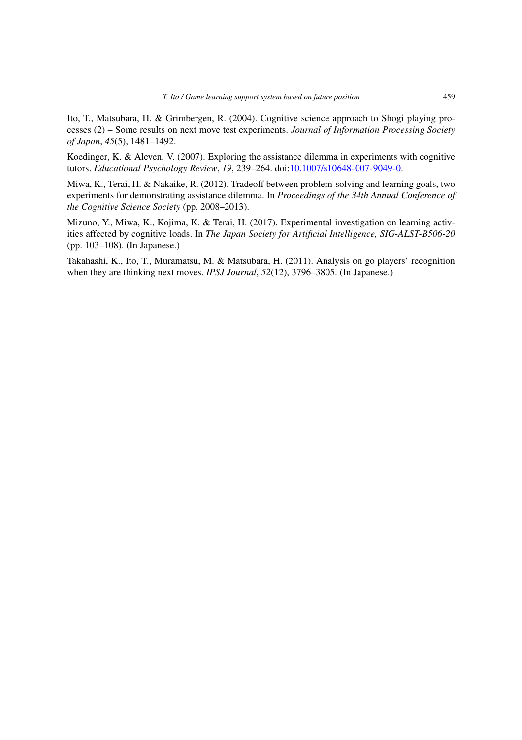Ito, T., Matsubara, H. & Grimbergen, R. (2004). Cognitive science approach to Shogi playing processes (2) – Some results on next move test experiments. *Journal of Information Processing Society of Japan*, *45*(5), 1481–1492.

Koedinger, K. & Aleven, V. (2007). Exploring the assistance dilemma in experiments with cognitive tutors. *Educational Psychology Review*, *19*, 239–264. doi:10.1007/s10648-007-9049-0.

Miwa, K., Terai, H. & Nakaike, R. (2012). Tradeoff between problem-solving and learning goals, two experiments for demonstrating assistance dilemma. In *Proceedings of the 34th Annual Conference of the Cognitive Science Society* (pp. 2008–2013).

Mizuno, Y., Miwa, K., Kojima, K. & Terai, H. (2017). Experimental investigation on learning activities affected by cognitive loads. In *The Japan Society for Artificial Intelligence, SIG-ALST-B506-20* (pp. 103–108). (In Japanese.)

Takahashi, K., Ito, T., Muramatsu, M. & Matsubara, H. (2011). Analysis on go players' recognition when they are thinking next moves. *IPSJ Journal*, *52*(12), 3796–3805. (In Japanese.)